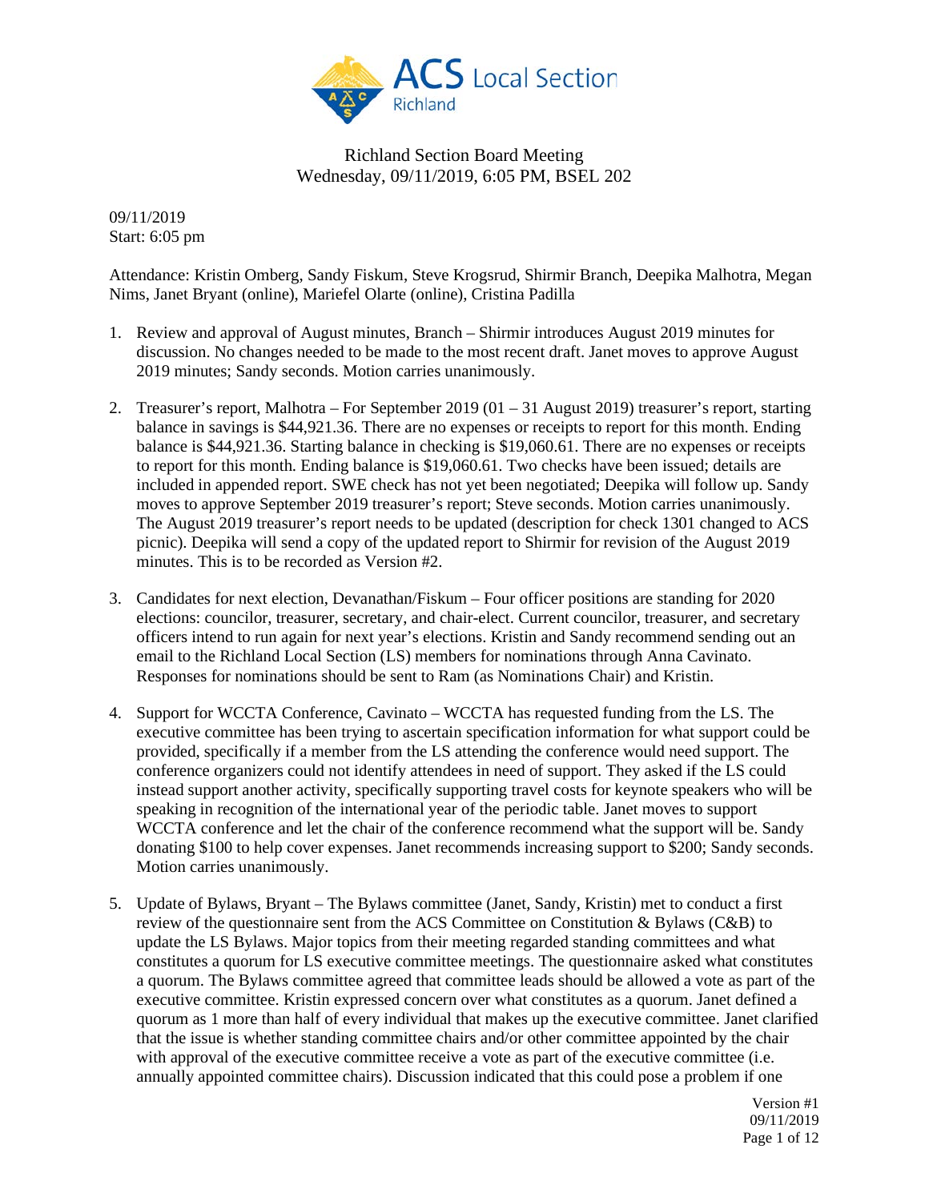Richland Section Board Meeting
Wednesday, 09/11/2019, 6:05 PM, BSEL 202

09/11/2019
Start: 6:05 pm

Attendance: Kristin Omberg, Sandy Fiskum, Steve Krogsrud, Shirmir Branch, Deepika Malhotra, Megan Nims, Janet Bryant (online), Mariefel Olarte (online), Cristina Padilla

1. Review and approval of August minutes, Branch – Shirmir introduces August 2019 minutes for discussion. No changes needed to be made to the most recent draft. Janet moves to approve August 2019 minutes; Sandy seconds. Motion carries unanimously.

2. Treasurer's report, Malhotra – For September 2019 (01 – 31 August 2019) treasurer's report, starting balance in savings is $44,921.36. There are no expenses or receipts to report for this month. Ending balance is $44,921.36. Starting balance in checking is $19,060.61. There are no expenses or receipts to report for this month. Ending balance is $19,060.61. Two checks have been issued; details are included in appended report. SWE check has not yet been negotiated; Deepika will follow up. Sandy moves to approve September 2019 treasurer's report; Steve seconds. Motion carries unanimously. The August 2019 treasurer's report needs to be updated (description for check 1301 changed to ACS picnic). Deepika will send a copy of the updated report to Shirmir for revision of the August 2019 minutes. This is to be recorded as Version #2.

3. Candidates for next election, Devanathan/Fiskum – Four officer positions are standing for 2020 elections: councilor, treasurer, secretary, and chair-elect. Current councilor, treasurer, and secretary officers intend to run again for next year's elections. Kristin and Sandy recommend sending out an email to the Richland Local Section (LS) members for nominations through Anna Cavinato. Responses for nominations should be sent to Ram (as Nominations Chair) and Kristin.

4. Support for WCCTA Conference, Cavinato – WCCTA has requested funding from the LS. The executive committee has been trying to ascertain specification information for what support could be provided, specifically if a member from the LS attending the conference would need support. The conference organizers could not identify attendees in need of support. They asked if the LS could instead support another activity, specifically supporting travel costs for keynote speakers who will be speaking in recognition of the international year of the periodic table. Janet moves to support WCCTA conference and let the chair of the conference recommend what the support will be. Sandy donating $100 to help cover expenses. Janet recommends increasing support to $200; Sandy seconds. Motion carries unanimously.

5. Update of Bylaws, Bryant – The Bylaws committee (Janet, Sandy, Kristin) met to conduct a first review of the questionnaire sent from the ACS Committee on Constitution & Bylaws (C&B) to update the LS Bylaws. Major topics from their meeting regarded standing committees and what constitutes a quorum for LS executive committee meetings. The questionnaire asked what constitutes a quorum. The Bylaws committee agreed that committee leads should be allowed a vote as part of the executive committee. Kristin expressed concern over what constitutes as a quorum. Janet defined a quorum as 1 more than half of every individual that makes up the executive committee. Janet clarified that the issue is whether standing committee chairs and/or other committee appointed by the chair with approval of the executive committee receive a vote as part of the executive committee (i.e. annually appointed committee chairs). Discussion indicated that this could pose a problem if one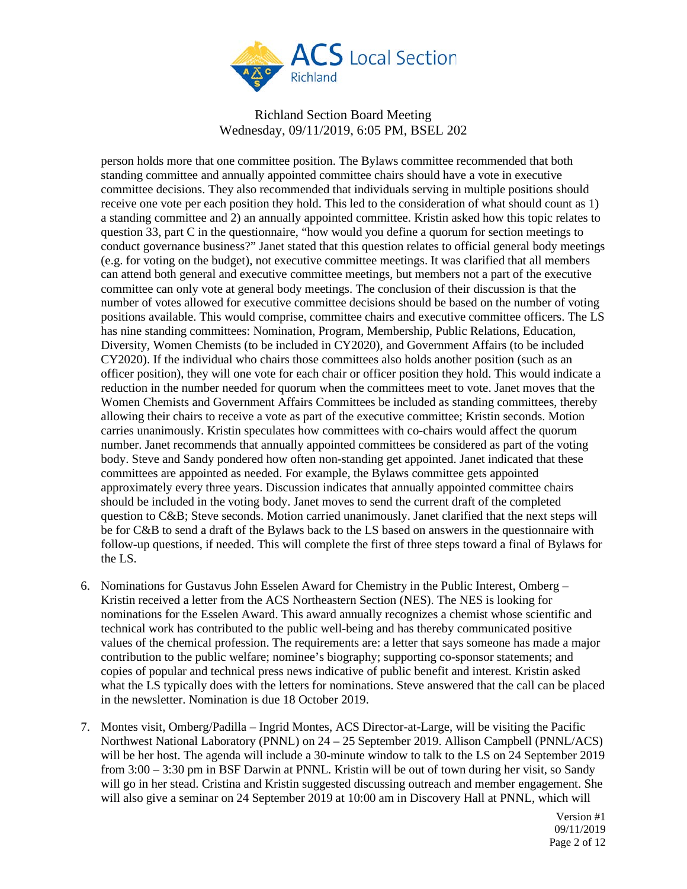person holds more that one committee position. The Bylaws committee recommended that both standing committee and annually appointed committee chairs should have a vote in executive committee decisions. They also recommended that individuals serving in multiple positions should receive one vote per each position they hold. This led to the consideration of what should count as 1) a standing committee and 2) an annually appointed committee. Kristin asked how this topic relates to question 33, part C in the questionnaire, "how would you define a quorum for section meetings to conduct governance business?" Janet stated that this question relates to official general body meetings (e.g. for voting on the budget), not executive committee meetings. It was clarified that all members can attend both general and executive committee meetings, but members not a part of the executive committee can only vote at general body meetings. The conclusion of their discussion is that the number of votes allowed for executive committee decisions should be based on the number of voting positions available. This would comprise, committee chairs and executive committee officers. The LS has nine standing committees: Nomination, Program, Membership, Public Relations, Education, Diversity, Women Chemists (to be included in CY2020), and Government Affairs (to be included CY2020). If the individual who chairs those committees also holds another position (such as an officer position), they will one vote for each chair or officer position they hold. This would indicate a reduction in the number needed for quorum when the committees meet to vote. Janet moves that the Women Chemists and Government Affairs Committees be included as standing committees, thereby allowing their chairs to receive a vote as part of the executive committee; Kristin seconds. Motion carries unanimously. Kristin speculates how committees with co-chairs would affect the quorum number. Janet recommends that annually appointed committees be considered as part of the voting body. Steve and Sandy pondered how often non-standing get appointed. Janet indicated that these committees are appointed as needed. For example, the Bylaws committee gets appointed approximately every three years. Discussion indicates that annually appointed committee chairs should be included in the voting body. Janet moves to send the current draft of the completed question to C&B; Steve seconds. Motion carried unanimously. Janet clarified that the next steps will be for C&B to send a draft of the Bylaws back to the LS based on answers in the questionnaire with follow-up questions, if needed. This will complete the first of three steps toward a final of Bylaws for the LS.

6. Nominations for Gustavus John Esselen Award for Chemistry in the Public Interest, Omberg – Kristin received a letter from the ACS Northeastern Section (NES). The NES is looking for nominations for the Esselen Award. This award annually recognizes a chemist whose scientific and technical work has contributed to the public well-being and has thereby communicated positive values of the chemical profession. The requirements are: a letter that says someone has made a major contribution to the public welfare; nominee's biography; supporting co-sponsor statements; and copies of popular and technical press news indicative of public benefit and interest. Kristin asked what the LS typically does with the letters for nominations. Steve answered that the call can be placed in the newsletter. Nomination is due 18 October 2019.

7. Montes visit, Omberg/Padilla – Ingrid Montes, ACS Director-at-Large, will be visiting the Pacific Northwest National Laboratory (PNNL) on 24 – 25 September 2019. Allison Campbell (PNNL/ACS) will be her host. The agenda will include a 30-minute window to talk to the LS on 24 September 2019 from 3:00 – 3:30 pm in BSF Darwin at PNNL. Kristin will be out of town during her visit, so Sandy will go in her stead. Cristina and Kristin suggested discussing outreach and member engagement. She will also give a seminar on 24 September 2019 at 10:00 am in Discovery Hall at PNNL, which will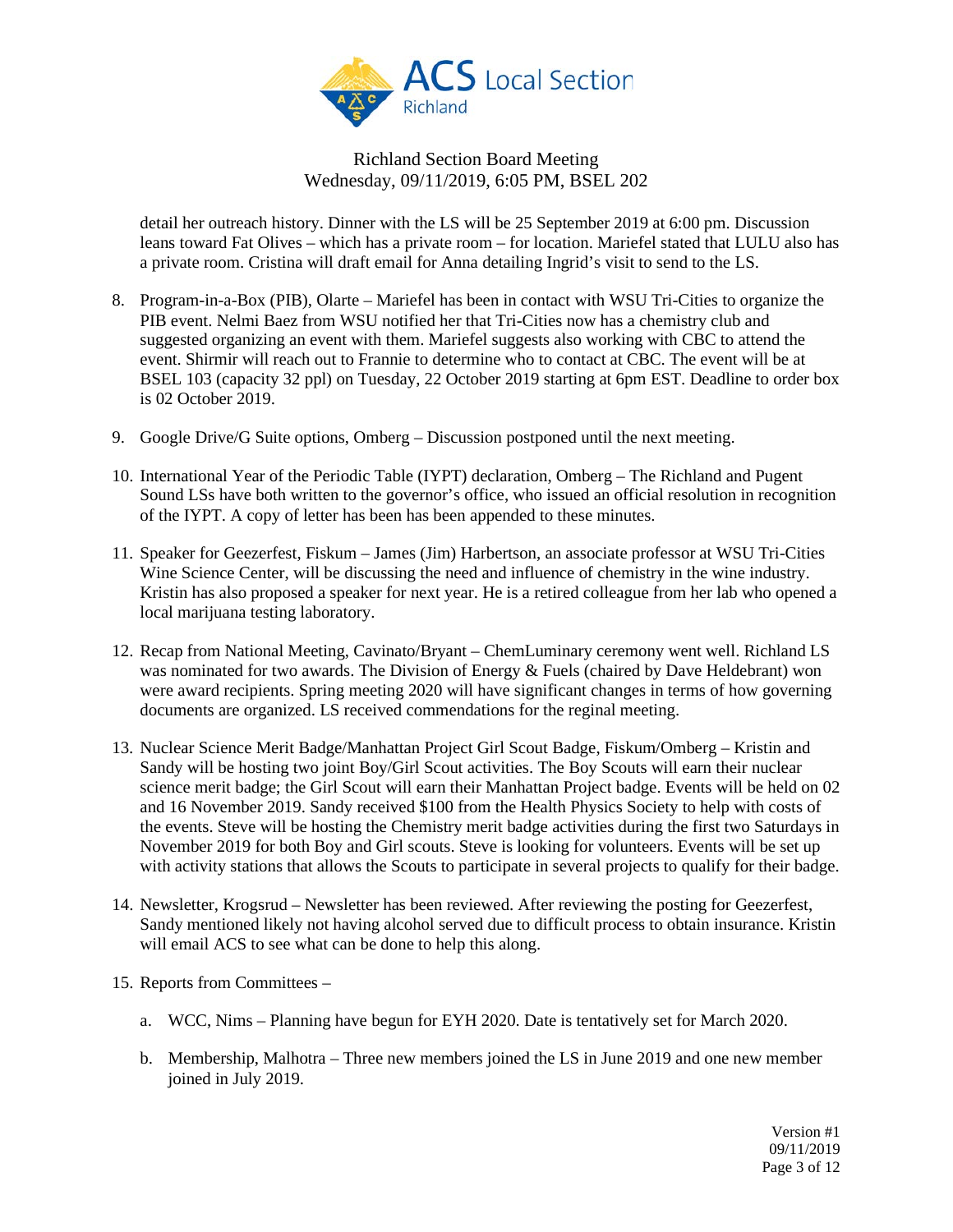Richland Section Board Meeting
Wednesday, 09/11/2019, 6:05 PM, BSEL 202

detail her outreach history. Dinner with the LS will be 25 September 2019 at 6:00 pm. Discussion leans toward Fat Olives – which has a private room – for location. Mariefel stated that LULU also has a private room. Cristina will draft email for Anna detailing Ingrid's visit to send to the LS.

8. Program-in-a-Box (PIB), Olarte – Mariefel has been in contact with WSU Tri-Cities to organize the PIB event. Nelmi Baez from WSU notified her that Tri-Cities now has a chemistry club and suggested organizing an event with them. Mariefel suggests also working with CBC to attend the event. Shirmir will reach out to Frannie to determine who to contact at CBC. The event will be at BSEL 103 (capacity 32 ppl) on Tuesday, 22 October 2019 starting at 6pm EST. Deadline to order box is 02 October 2019.

9. Google Drive/G Suite options, Omberg – Discussion postponed until the next meeting.

10. International Year of the Periodic Table (IYPT) declaration, Omberg – The Richland and Pugent Sound LSs have both written to the governor's office, who issued an official resolution in recognition of the IYPT. A copy of letter has been has been appended to these minutes.

11. Speaker for Geezerfest, Fiskum – James (Jim) Harbertson, an associate professor at WSU Tri-Cities Wine Science Center, will be discussing the need and influence of chemistry in the wine industry. Kristin has also proposed a speaker for next year. He is a retired colleague from her lab who opened a local marijuana testing laboratory.

12. Recap from National Meeting, Cavinato/Bryant – ChemLuminary ceremony went well. Richland LS was nominated for two awards. The Division of Energy & Fuels (chaired by Dave Heldebrant) won were award recipients. Spring meeting 2020 will have significant changes in terms of how governing documents are organized. LS received commendations for the reginal meeting.

13. Nuclear Science Merit Badge/Manhattan Project Girl Scout Badge, Fiskum/Omberg – Kristin and Sandy will be hosting two joint Boy/Girl Scout activities. The Boy Scouts will earn their nuclear science merit badge; the Girl Scout will earn their Manhattan Project badge. Events will be held on 02 and 16 November 2019. Sandy received $100 from the Health Physics Society to help with costs of the events. Steve will be hosting the Chemistry merit badge activities during the first two Saturdays in November 2019 for both Boy and Girl scouts. Steve is looking for volunteers. Events will be set up with activity stations that allows the Scouts to participate in several projects to qualify for their badge.

14. Newsletter, Krogsrud – Newsletter has been reviewed. After reviewing the posting for Geezerfest, Sandy mentioned likely not having alcohol served due to difficult process to obtain insurance. Kristin will email ACS to see what can be done to help this along.

15. Reports from Committees –

    a. WCC, Nims – Planning have begun for EYH 2020. Date is tentatively set for March 2020.

    b. Membership, Malhotra – Three new members joined the LS in June 2019 and one new member joined in July 2019.

Version #1
09/11/2019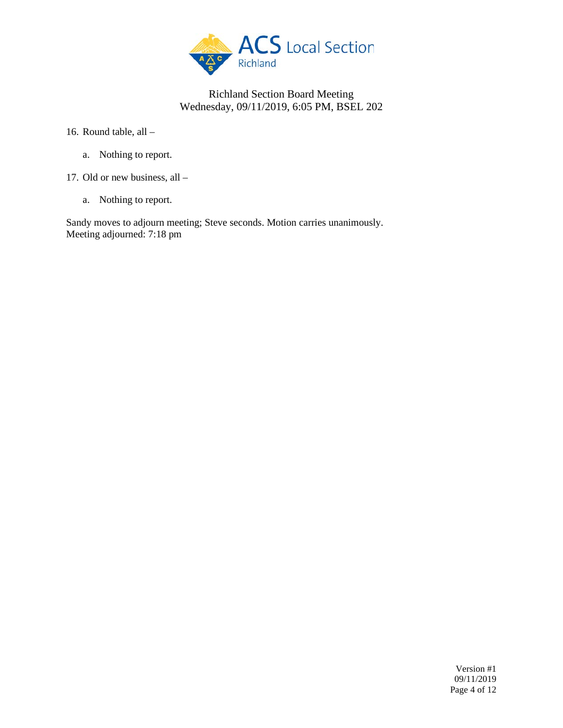16. Round table, all –

    a. Nothing to report.

17. Old or new business, all –

    a. Nothing to report.

Sandy moves to adjourn meeting; Steve seconds. Motion carries unanimously.
Meeting adjourned: 7:18 pm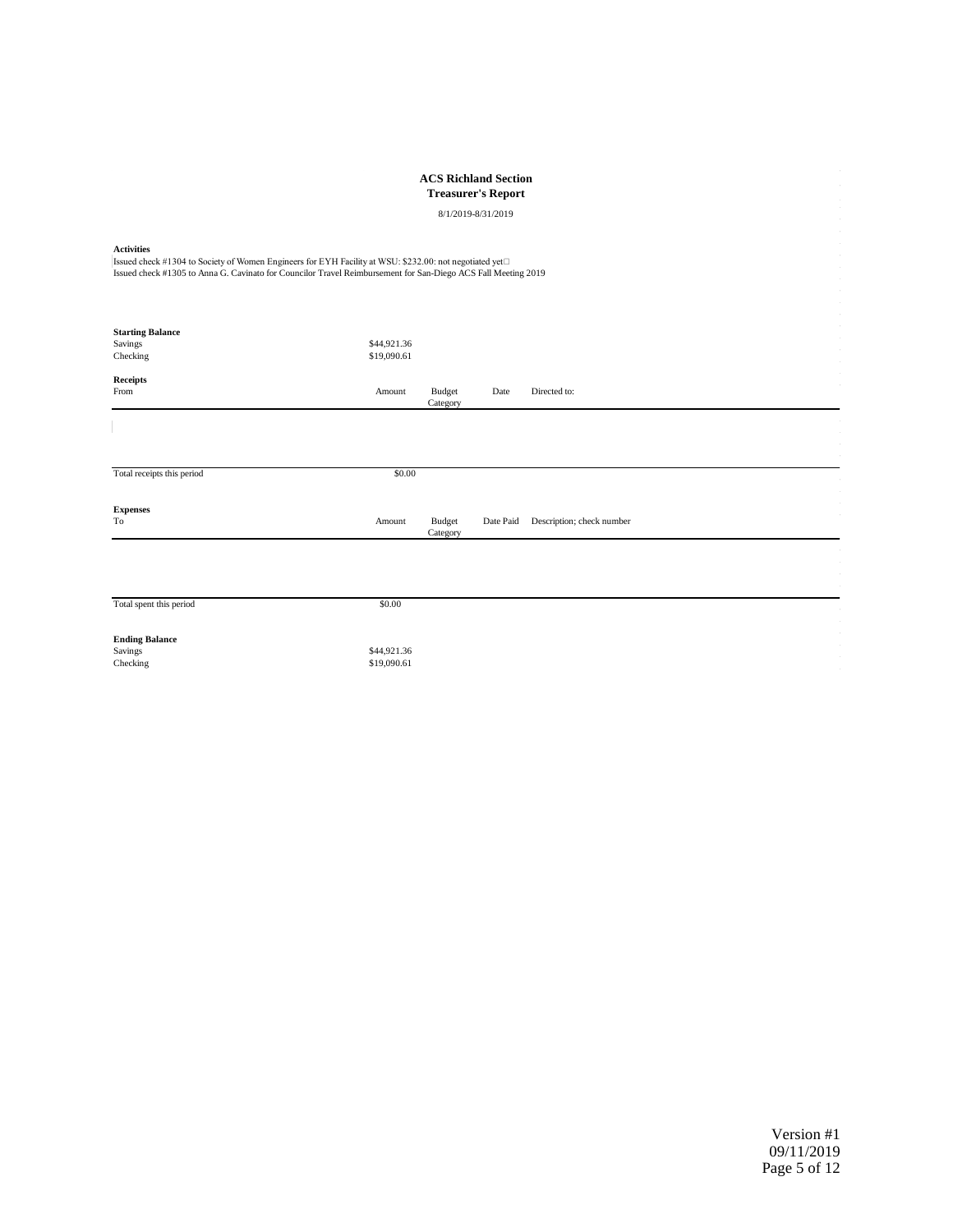# ACS Richland Section

## Treasurer's Report

8/1/2019-8/31/2019

**Activities**

Issued check #1304 to Society of Women Engineers for EYH Facility at WSU: $232.00: not negotiated yet
Issued check #1305 to Anna G. Cavinato for Councilor Travel Reimbursement for San-Diego ACS Fall Meeting 2019

**Starting Balance**

| | |
|---|---|
| Savings | $44,921.36 |
| Checking | $19,090.61 |

**Receipts**

| From | Amount | Budget Category | Date | Directed to: |
|---|---|---|---|---|
| | | | | |
| Total receipts this period | $0.00 | | | |

**Expenses**

| To | Amount | Budget Category | Date Paid | Description; check number |
|---|---|---|---|---|
| | | | | |
| Total spent this period | $0.00 | | | |

**Ending Balance**

| | |
|---|---|
| Savings | $44,921.36 |
| Checking | $19,090.61 |

Version #1
09/11/2019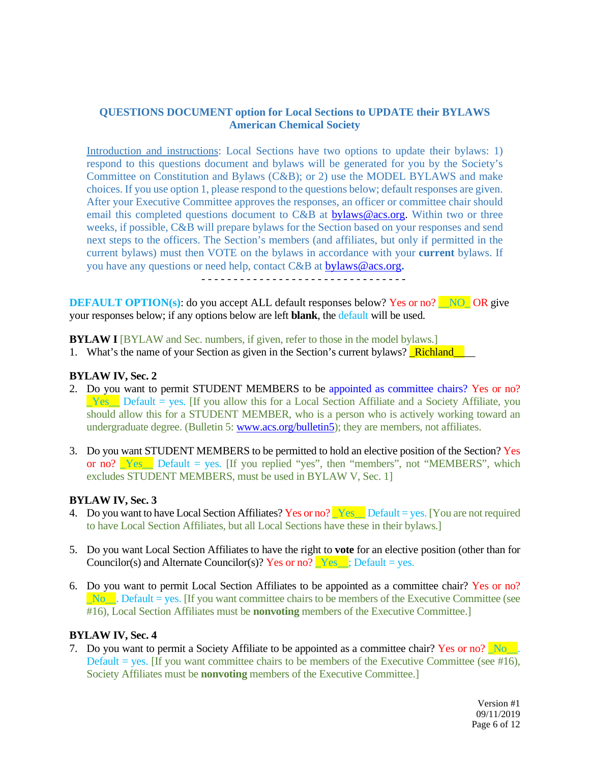**QUESTIONS DOCUMENT option for Local Sections to UPDATE their BYLAWS**
**American Chemical Society**

Introduction and instructions: Local Sections have two options to update their bylaws: 1) respond to this questions document and bylaws will be generated for you by the Society's Committee on Constitution and Bylaws (C&B); or 2) use the MODEL BYLAWS and make choices. If you use option 1, please respond to the questions below; default responses are given. After your Executive Committee approves the responses, an officer or committee chair should email this completed questions document to C&B at bylaws@acs.org. Within two or three weeks, if possible, C&B will prepare bylaws for the Section based on your responses and send next steps to the officers. The Section's members (and affiliates, but only if permitted in the current bylaws) must then VOTE on the bylaws in accordance with your **current** bylaws. If you have any questions or need help, contact C&B at bylaws@acs.org.

- - - - - - - - - - - - - - - - - - - - - - - - - - - - - - - -

**DEFAULT OPTION(s)**: do you accept ALL default responses below? Yes or no? __NO_ OR give your responses below; if any options below are left **blank**, the default will be used.

**BYLAW I** [BYLAW and Sec. numbers, if given, refer to those in the model bylaws.]

1. What's the name of your Section as given in the Section's current bylaws? _Richland____

**BYLAW IV, Sec. 2**

2. Do you want to permit STUDENT MEMBERS to be appointed as committee chairs? Yes or no? _Yes__ Default = yes. [If you allow this for a Local Section Affiliate and a Society Affiliate, you should allow this for a STUDENT MEMBER, who is a person who is actively working toward an undergraduate degree. (Bulletin 5: www.acs.org/bulletin5); they are members, not affiliates.

3. Do you want STUDENT MEMBERS to be permitted to hold an elective position of the Section? Yes or no? _Yes__ Default = yes. [If you replied "yes", then "members", not "MEMBERS", which excludes STUDENT MEMBERS, must be used in BYLAW V, Sec. 1]

**BYLAW IV, Sec. 3**

4. Do you want to have Local Section Affiliates? Yes or no? _Yes__ Default = yes. [You are not required to have Local Section Affiliates, but all Local Sections have these in their bylaws.]

5. Do you want Local Section Affiliates to have the right to **vote** for an elective position (other than for Councilor(s) and Alternate Councilor(s)? Yes or no? _Yes__; Default = yes.

6. Do you want to permit Local Section Affiliates to be appointed as a committee chair? Yes or no? _No__. Default = yes. [If you want committee chairs to be members of the Executive Committee (see #16), Local Section Affiliates must be **nonvoting** members of the Executive Committee.]

**BYLAW IV, Sec. 4**

7. Do you want to permit a Society Affiliate to be appointed as a committee chair? Yes or no? _No__. Default = yes. [If you want committee chairs to be members of the Executive Committee (see #16), Society Affiliates must be **nonvoting** members of the Executive Committee.]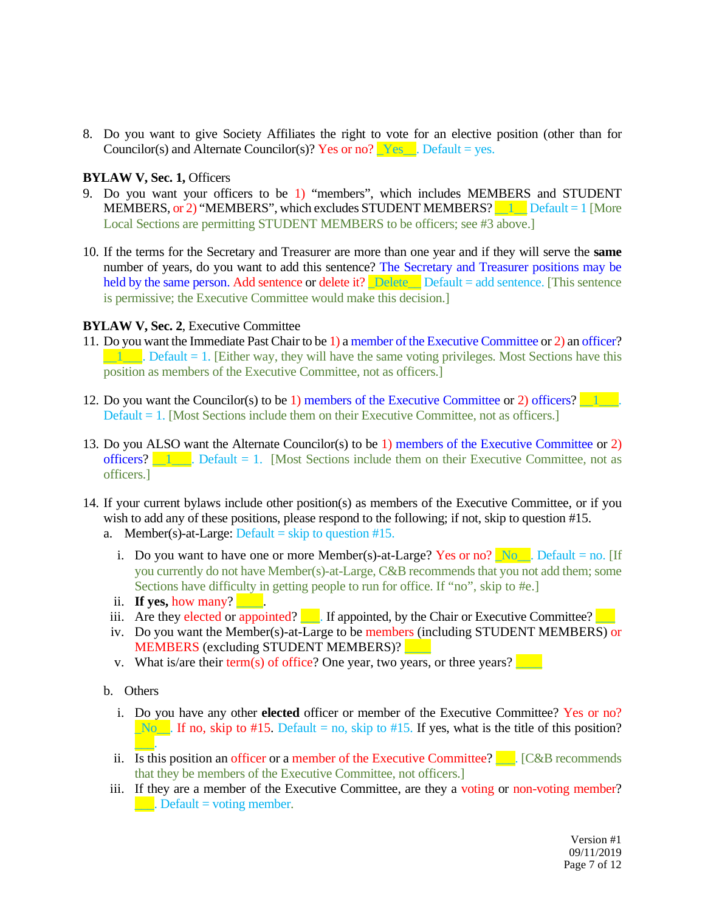8. Do you want to give Society Affiliates the right to vote for an elective position (other than for Councilor(s) and Alternate Councilor(s)? Yes or no? _Yes__. Default = yes.

**BYLAW V, Sec. 1,** Officers

9. Do you want your officers to be 1) "members", which includes MEMBERS and STUDENT MEMBERS, or 2) "MEMBERS", which excludes STUDENT MEMBERS? __1__ Default = 1 [More Local Sections are permitting STUDENT MEMBERS to be officers; see #3 above.]

10. If the terms for the Secretary and Treasurer are more than one year and if they will serve the **same** number of years, do you want to add this sentence? The Secretary and Treasurer positions may be held by the same person. Add sentence or delete it? _Delete__ Default = add sentence. [This sentence is permissive; the Executive Committee would make this decision.]

**BYLAW V, Sec. 2**, Executive Committee

11. Do you want the Immediate Past Chair to be 1) a member of the Executive Committee or 2) an officer? __1___. Default = 1. [Either way, they will have the same voting privileges. Most Sections have this position as members of the Executive Committee, not as officers.]

12. Do you want the Councilor(s) to be 1) members of the Executive Committee or 2) officers? __1___. Default = 1. [Most Sections include them on their Executive Committee, not as officers.]

13. Do you ALSO want the Alternate Councilor(s) to be 1) members of the Executive Committee or 2) officers? __1___. Default = 1. [Most Sections include them on their Executive Committee, not as officers.]

14. If your current bylaws include other position(s) as members of the Executive Committee, or if you wish to add any of these positions, please respond to the following; if not, skip to question #15.
    a. Member(s)-at-Large: Default = skip to question #15.
       i. Do you want to have one or more Member(s)-at-Large? Yes or no? _No__. Default = no. [If you currently do not have Member(s)-at-Large, C&B recommends that you not add them; some Sections have difficulty in getting people to run for office. If "no", skip to #e.]
       ii. **If yes,** how many? ____.
       iii. Are they elected or appointed? ___. If appointed, by the Chair or Executive Committee? ___
       iv. Do you want the Member(s)-at-Large to be members (including STUDENT MEMBERS) or MEMBERS (excluding STUDENT MEMBERS)? ____
       v. What is/are their term(s) of office? One year, two years, or three years? ____

    b. Others
       i. Do you have any other **elected** officer or member of the Executive Committee? Yes or no? _No__. If no, skip to #15. Default = no, skip to #15. If yes, what is the title of this position? ___.
       ii. Is this position an officer or a member of the Executive Committee? ___. [C&B recommends that they be members of the Executive Committee, not officers.]
       iii. If they are a member of the Executive Committee, are they a voting or non-voting member? ___. Default = voting member.

Version #1
09/11/2019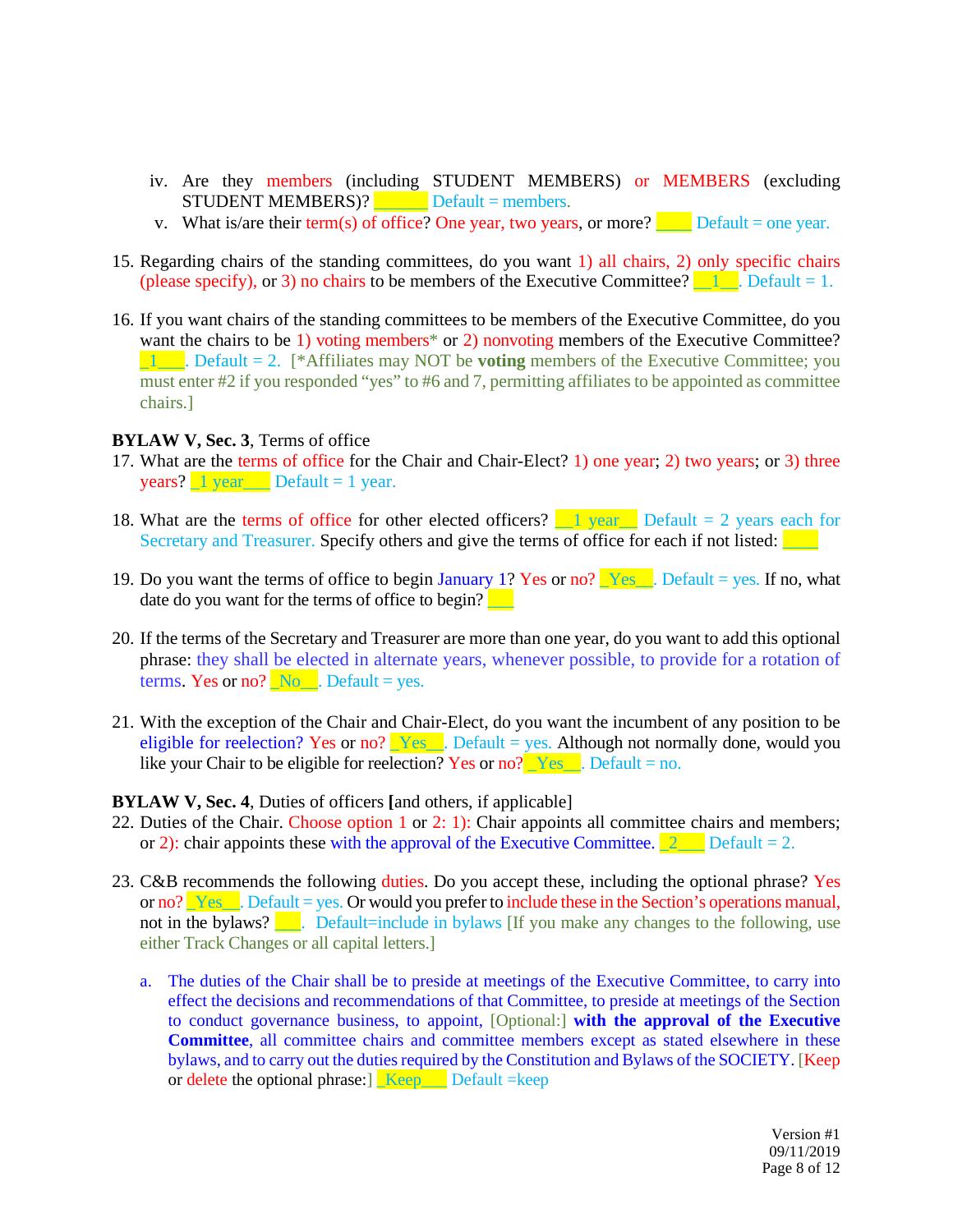iv. Are they members (including STUDENT MEMBERS) or MEMBERS (excluding STUDENT MEMBERS)? ______ Default = members.

v. What is/are their term(s) of office? One year, two years, or more? ____ Default = one year.

15. Regarding chairs of the standing committees, do you want 1) all chairs, 2) only specific chairs (please specify), or 3) no chairs to be members of the Executive Committee? __1__. Default = 1.

16. If you want chairs of the standing committees to be members of the Executive Committee, do you want the chairs to be 1) voting members* or 2) nonvoting members of the Executive Committee? _1___. Default = 2. [*Affiliates may NOT be **voting** members of the Executive Committee; you must enter #2 if you responded "yes" to #6 and 7, permitting affiliates to be appointed as committee chairs.]

**BYLAW V, Sec. 3**, Terms of office

17. What are the terms of office for the Chair and Chair-Elect? 1) one year; 2) two years; or 3) three years? _1 year___ Default = 1 year.

18. What are the terms of office for other elected officers? __1 year__ Default = 2 years each for Secretary and Treasurer. Specify others and give the terms of office for each if not listed: ____

19. Do you want the terms of office to begin January 1? Yes or no? _Yes__. Default = yes. If no, what date do you want for the terms of office to begin? ___

20. If the terms of the Secretary and Treasurer are more than one year, do you want to add this optional phrase: they shall be elected in alternate years, whenever possible, to provide for a rotation of terms. Yes or no? _No__. Default = yes.

21. With the exception of the Chair and Chair-Elect, do you want the incumbent of any position to be eligible for reelection? Yes or no? _Yes__. Default = yes. Although not normally done, would you like your Chair to be eligible for reelection? Yes or no? _Yes__. Default = no.

**BYLAW V, Sec. 4**, Duties of officers **[**and others, if applicable]

22. Duties of the Chair. Choose option 1 or 2: 1): Chair appoints all committee chairs and members; or 2): chair appoints these with the approval of the Executive Committee. _2___ Default = 2.

23. C&B recommends the following duties. Do you accept these, including the optional phrase? Yes or no? _Yes__. Default = yes. Or would you prefer to include these in the Section's operations manual, not in the bylaws? ___. Default=include in bylaws [If you make any changes to the following, use either Track Changes or all capital letters.]

    a. The duties of the Chair shall be to preside at meetings of the Executive Committee, to carry into effect the decisions and recommendations of that Committee, to preside at meetings of the Section to conduct governance business, to appoint, [Optional:] **with the approval of the Executive Committee**, all committee chairs and committee members except as stated elsewhere in these bylaws, and to carry out the duties required by the Constitution and Bylaws of the SOCIETY. [Keep or delete the optional phrase:] _Keep___ Default =keep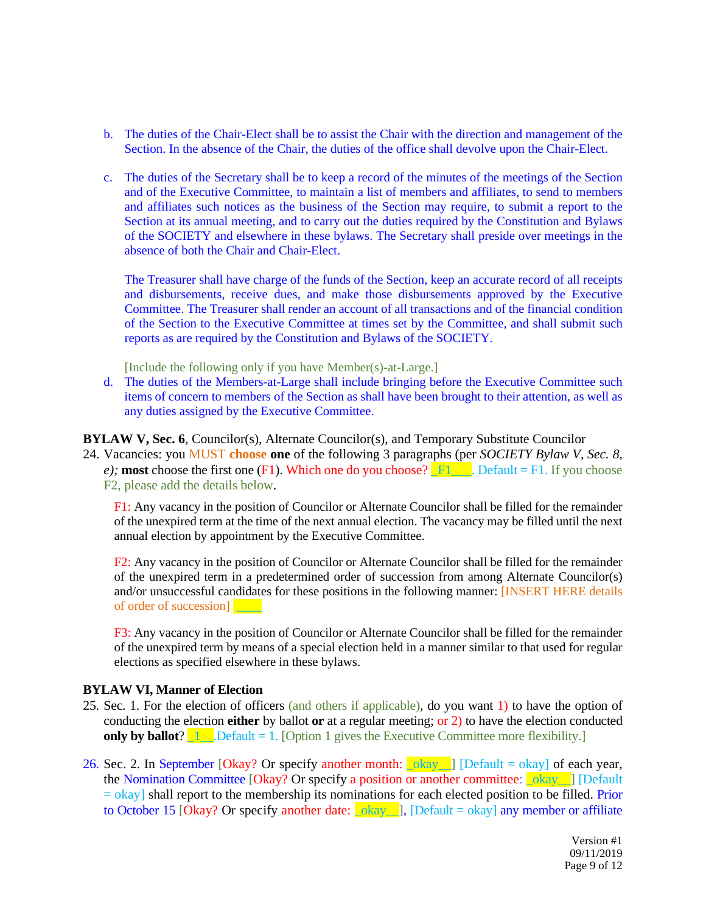b. The duties of the Chair-Elect shall be to assist the Chair with the direction and management of the Section. In the absence of the Chair, the duties of the office shall devolve upon the Chair-Elect.

c. The duties of the Secretary shall be to keep a record of the minutes of the meetings of the Section and of the Executive Committee, to maintain a list of members and affiliates, to send to members and affiliates such notices as the business of the Section may require, to submit a report to the Section at its annual meeting, and to carry out the duties required by the Constitution and Bylaws of the SOCIETY and elsewhere in these bylaws. The Secretary shall preside over meetings in the absence of both the Chair and Chair-Elect.

   The Treasurer shall have charge of the funds of the Section, keep an accurate record of all receipts and disbursements, receive dues, and make those disbursements approved by the Executive Committee. The Treasurer shall render an account of all transactions and of the financial condition of the Section to the Executive Committee at times set by the Committee, and shall submit such reports as are required by the Constitution and Bylaws of the SOCIETY.

   [Include the following only if you have Member(s)-at-Large.]

d. The duties of the Members-at-Large shall include bringing before the Executive Committee such items of concern to members of the Section as shall have been brought to their attention, as well as any duties assigned by the Executive Committee.

**BYLAW V, Sec. 6**, Councilor(s), Alternate Councilor(s), and Temporary Substitute Councilor

24. Vacancies: you MUST **choose** **one** of the following 3 paragraphs (per *SOCIETY Bylaw V, Sec. 8, e);* **most** choose the first one (F1). Which one do you choose? _F1___. Default = F1. If you choose F2, please add the details below.

    F1: Any vacancy in the position of Councilor or Alternate Councilor shall be filled for the remainder of the unexpired term at the time of the next annual election. The vacancy may be filled until the next annual election by appointment by the Executive Committee.

    F2: Any vacancy in the position of Councilor or Alternate Councilor shall be filled for the remainder of the unexpired term in a predetermined order of succession from among Alternate Councilor(s) and/or unsuccessful candidates for these positions in the following manner: [INSERT HERE details of order of succession] ____

    F3: Any vacancy in the position of Councilor or Alternate Councilor shall be filled for the remainder of the unexpired term by means of a special election held in a manner similar to that used for regular elections as specified elsewhere in these bylaws.

**BYLAW VI, Manner of Election**

25. Sec. 1. For the election of officers (and others if applicable), do you want 1) to have the option of conducting the election **either** by ballot **or** at a regular meeting; or 2) to have the election conducted **only by ballot**? _1__.Default = 1. [Option 1 gives the Executive Committee more flexibility.]

26. Sec. 2. In September [Okay? Or specify another month: _okay__] [Default = okay] of each year, the Nomination Committee [Okay? Or specify a position or another committee: _okay__] [Default = okay] shall report to the membership its nominations for each elected position to be filled. Prior to October 15 [Okay? Or specify another date: _okay__], [Default = okay] any member or affiliate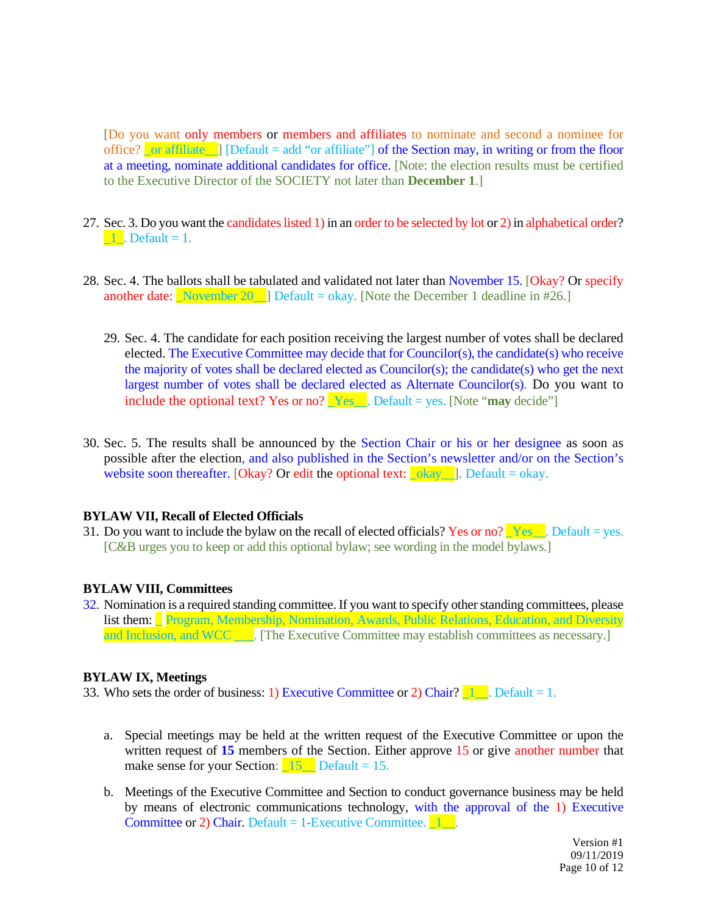[Do you want only members or members and affiliates to nominate and second a nominee for office? _or affiliate__] [Default = add "or affiliate"] of the Section may, in writing or from the floor at a meeting, nominate additional candidates for office. [Note: the election results must be certified to the Executive Director of the SOCIETY not later than **December 1**.]

27. Sec. 3. Do you want the candidates listed 1) in an order to be selected by lot or 2) in alphabetical order? _1_. Default = 1.

28. Sec. 4. The ballots shall be tabulated and validated not later than November 15. [Okay? Or specify another date: _November 20__] Default = okay. [Note the December 1 deadline in #26.]

29. Sec. 4. The candidate for each position receiving the largest number of votes shall be declared elected. The Executive Committee may decide that for Councilor(s), the candidate(s) who receive the majority of votes shall be declared elected as Councilor(s); the candidate(s) who get the next largest number of votes shall be declared elected as Alternate Councilor(s). Do you want to include the optional text? Yes or no? _Yes__. Default = yes. [Note "**may** decide"]

30. Sec. 5. The results shall be announced by the Section Chair or his or her designee as soon as possible after the election, and also published in the Section's newsletter and/or on the Section's website soon thereafter. [Okay? Or edit the optional text: _okay__]. Default = okay.

**BYLAW VII, Recall of Elected Officials**

31. Do you want to include the bylaw on the recall of elected officials? Yes or no? _Yes__. Default = yes. [C&B urges you to keep or add this optional bylaw; see wording in the model bylaws.]

**BYLAW VIII, Committees**

32. Nomination is a required standing committee. If you want to specify other standing committees, please list them: _ Program, Membership, Nomination, Awards, Public Relations, Education, and Diversity and Inclusion, and WCC ___. [The Executive Committee may establish committees as necessary.]

**BYLAW IX, Meetings**

33. Who sets the order of business: 1) Executive Committee or 2) Chair? _1__. Default = 1.

    a. Special meetings may be held at the written request of the Executive Committee or upon the written request of **15** members of the Section. Either approve 15 or give another number that make sense for your Section: _15__ Default = 15.

    b. Meetings of the Executive Committee and Section to conduct governance business may be held by means of electronic communications technology, with the approval of the 1) Executive Committee or 2) Chair. Default = 1-Executive Committee. _1__.

Version #1
09/11/2019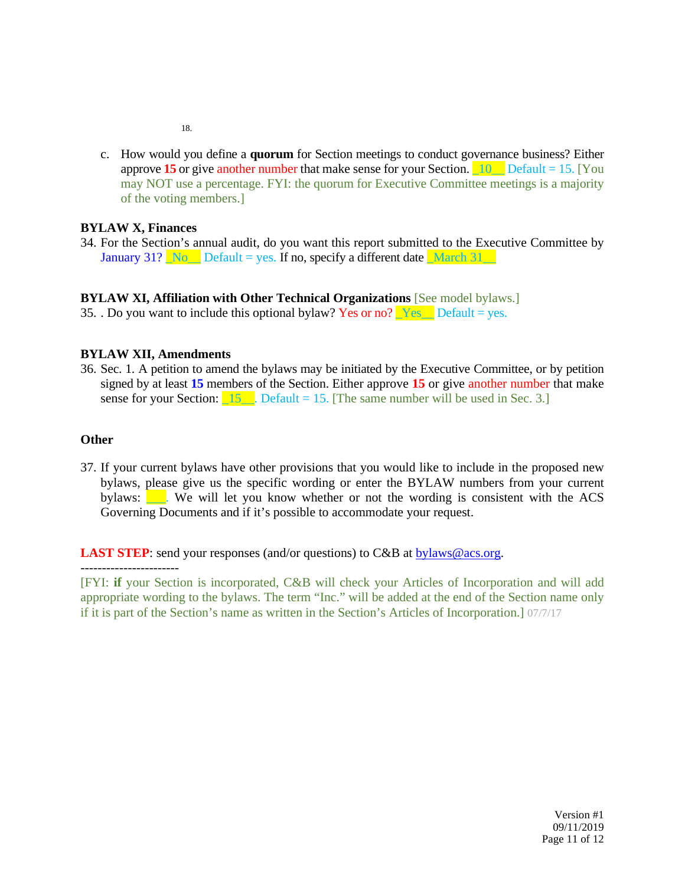18.

c. How would you define a **quorum** for Section meetings to conduct governance business? Either approve **15** or give another number that make sense for your Section. _10__ Default = 15. [You may NOT use a percentage. FYI: the quorum for Executive Committee meetings is a majority of the voting members.]

**BYLAW X, Finances**

34. For the Section's annual audit, do you want this report submitted to the Executive Committee by January 31? _No__ Default = yes. If no, specify a different date _March 31__

**BYLAW XI, Affiliation with Other Technical Organizations** [See model bylaws.]

35. . Do you want to include this optional bylaw? Yes or no? _Yes__ Default = yes.

**BYLAW XII, Amendments**

36. Sec. 1. A petition to amend the bylaws may be initiated by the Executive Committee, or by petition signed by at least **15** members of the Section. Either approve **15** or give another number that make sense for your Section: _15__. Default = 15. [The same number will be used in Sec. 3.]

**Other**

37. If your current bylaws have other provisions that you would like to include in the proposed new bylaws, please give us the specific wording or enter the BYLAW numbers from your current bylaws: ___. We will let you know whether or not the wording is consistent with the ACS Governing Documents and if it's possible to accommodate your request.

**LAST STEP**: send your responses (and/or questions) to C&B at bylaws@acs.org.

----------------------

[FYI: **if** your Section is incorporated, C&B will check your Articles of Incorporation and will add appropriate wording to the bylaws. The term "Inc." will be added at the end of the Section name only if it is part of the Section's name as written in the Section's Articles of Incorporation.] 07/7/17

Version #1
09/11/2019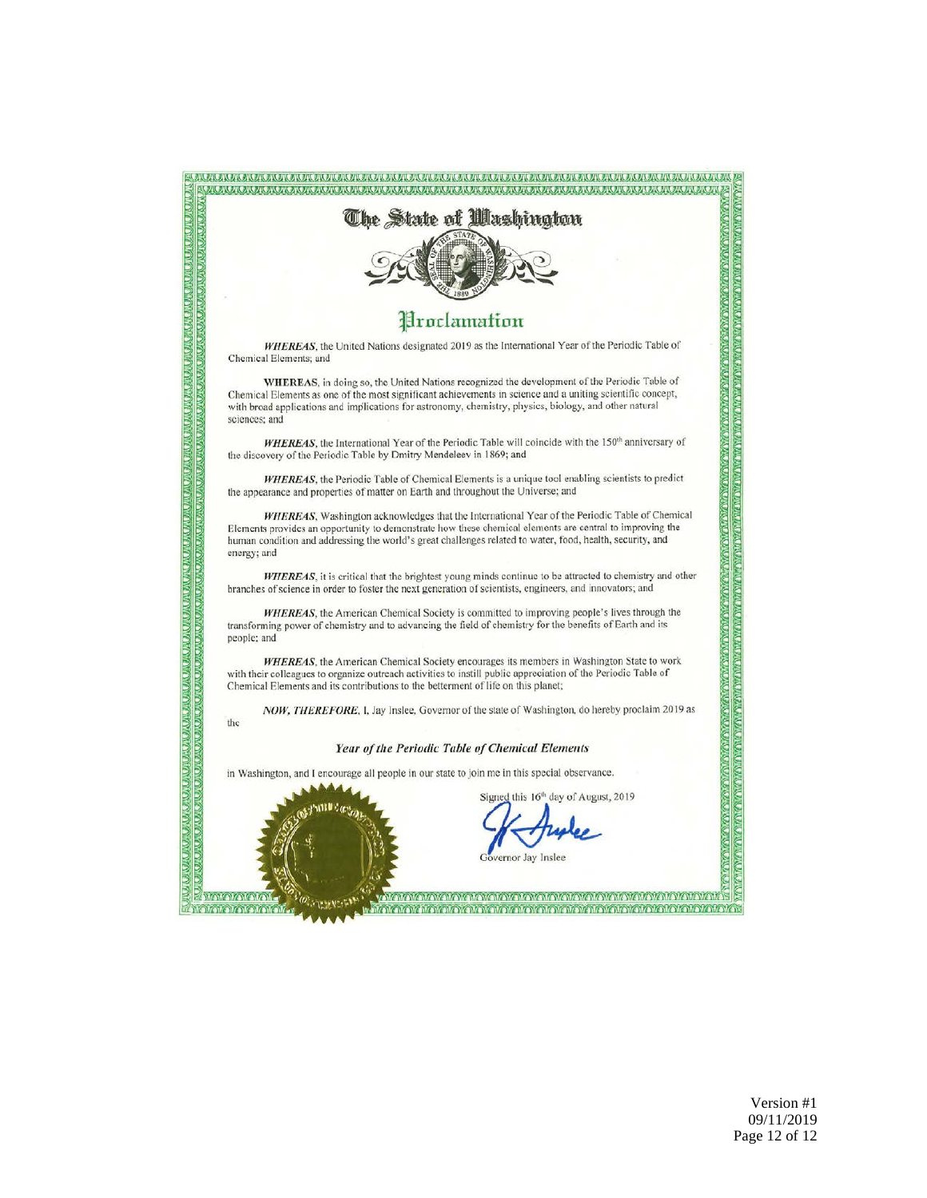# The State of Washington

## Proclamation

*WHEREAS*, the United Nations designated 2019 as the International Year of the Periodic Table of Chemical Elements; and

WHEREAS, in doing so, the United Nations recognized the development of the Periodic Table of Chemical Elements as one of the most significant achievements in science and a uniting scientific concept, with broad applications and implications for astronomy, chemistry, physics, biology, and other natural sciences; and

*WHEREAS*, the International Year of the Periodic Table will coincide with the 150th anniversary of the discovery of the Periodic Table by Dmitry Mendeleev in 1869; and

*WHEREAS*, the Periodic Table of Chemical Elements is a unique tool enabling scientists to predict the appearance and properties of matter on Earth and throughout the Universe; and

*WHEREAS*, Washington acknowledges that the International Year of the Periodic Table of Chemical Elements provides an opportunity to demonstrate how these chemical elements are central to improving the human condition and addressing the world's great challenges related to water, food, health, security, and energy; and

*WHEREAS*, it is critical that the brightest young minds continue to be attracted to chemistry and other branches of science in order to foster the next generation of scientists, engineers, and innovators; and

*WHEREAS*, the American Chemical Society is committed to improving people's lives through the transforming power of chemistry and to advancing the field of chemistry for the benefits of Earth and its people; and

*WHEREAS*, the American Chemical Society encourages its members in Washington State to work with their colleagues to organize outreach activities to instill public appreciation of the Periodic Table of Chemical Elements and its contributions to the betterment of life on this planet;

*NOW, THEREFORE*, I, Jay Inslee, Governor of the state of Washington, do hereby proclaim 2019 as the

***Year of the Periodic Table of Chemical Elements***

in Washington, and I encourage all people in our state to join me in this special observance.

Signed this 16th day of August, 2019

Governor Jay Inslee

Version #1
09/11/2019